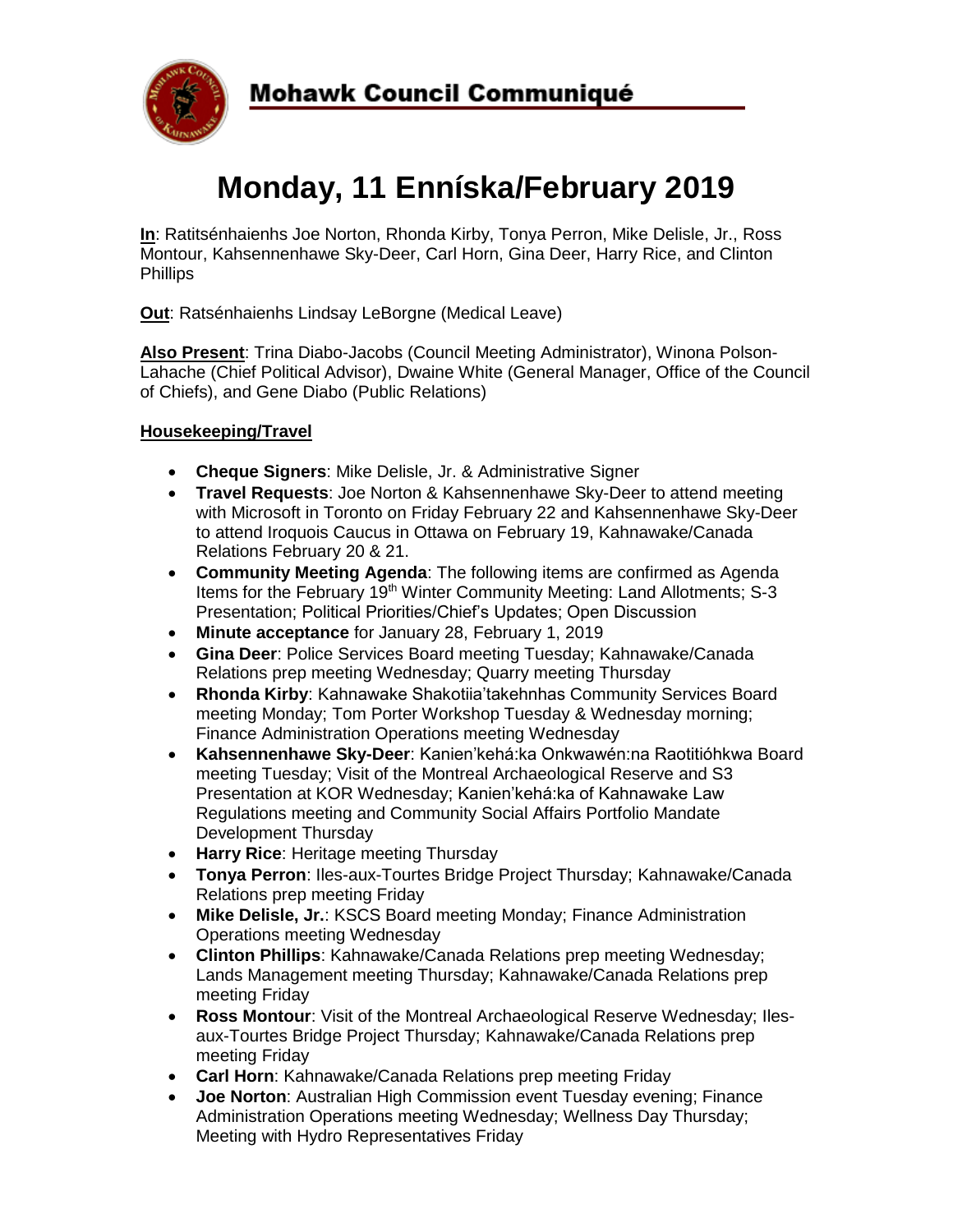**Mohawk Council Communiqué**

# Monday, 11 Enníska/February 2019

**In**: Ratitsénhaienhs Joe Norton, Rhonda Kirby, Tonya Perron, Mike Delisle, Jr., Ross Montour, Kahsennenhawe Sky-Deer, Carl Horn, Gina Deer, Harry Rice, and Clinton Phillips

**Out**: Ratsénhaienhs Lindsay LeBorgne (Medical Leave)

**Also Present**: Trina Diabo-Jacobs (Council Meeting Administrator), Winona Polson-Lahache (Chief Political Advisor), Dwaine White (General Manager, Office of the Council of Chiefs), and Gene Diabo (Public Relations)

### Housekeeping/Travel

- **Cheque Signers**: Mike Delisle, Jr. & Administrative Signer
- **Travel Requests**: Joe Norton & Kahsennenhawe Sky-Deer to attend meeting with Microsoft in Toronto on Friday February 22 and Kahsennenhawe Sky-Deer to attend Iroquois Caucus in Ottawa on February 19, Kahnawake/Canada Relations February 20 & 21.
- **Community Meeting Agenda**: The following items are confirmed as Agenda Items for the February 19th Winter Community Meeting: Land Allotments; S-3 Presentation; Political Priorities/Chief's Updates; Open Discussion
- **Minute acceptance** for January 28, February 1, 2019
- **Gina Deer**: Police Services Board meeting Tuesday; Kahnawake/Canada Relations prep meeting Wednesday; Quarry meeting Thursday
- **Rhonda Kirby**: Kahnawake Shakotiia'takehnhas Community Services Board meeting Monday; Tom Porter Workshop Tuesday & Wednesday morning; Finance Administration Operations meeting Wednesday
- **Kahsennenhawe Sky-Deer**: Kanien'kehá:ka Onkwawén:na Raotitióhkwa Board meeting Tuesday; Visit of the Montreal Archaeological Reserve and S3 Presentation at KOR Wednesday; Kanien'kehá:ka of Kahnawake Law Regulations meeting and Community Social Affairs Portfolio Mandate Development Thursday
- **Harry Rice**: Heritage meeting Thursday
- **Tonya Perron**: Iles-aux-Tourtes Bridge Project Thursday; Kahnawake/Canada Relations prep meeting Friday
- **Mike Delisle, Jr.**: KSCS Board meeting Monday; Finance Administration Operations meeting Wednesday
- **Clinton Phillips**: Kahnawake/Canada Relations prep meeting Wednesday; Lands Management meeting Thursday; Kahnawake/Canada Relations prep meeting Friday
- **Ross Montour**: Visit of the Montreal Archaeological Reserve Wednesday; Iles-aux-Tourtes Bridge Project Thursday; Kahnawake/Canada Relations prep meeting Friday
- **Carl Horn**: Kahnawake/Canada Relations prep meeting Friday
- **Joe Norton**: Australian High Commission event Tuesday evening; Finance Administration Operations meeting Wednesday; Wellness Day Thursday; Meeting with Hydro Representatives Friday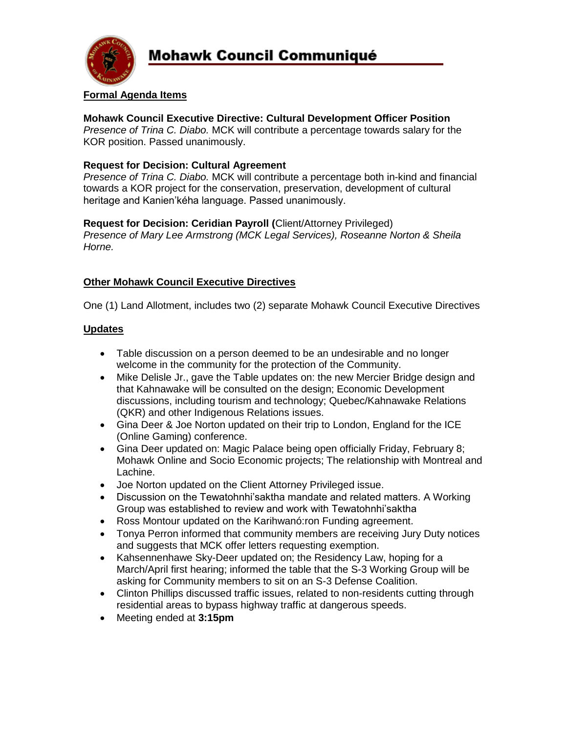# Mohawk Council Communiqué

## Formal Agenda Items

**Mohawk Council Executive Directive: Cultural Development Officer Position**
*Presence of Trina C. Diabo.* MCK will contribute a percentage towards salary for the KOR position. Passed unanimously.

**Request for Decision: Cultural Agreement**
*Presence of Trina C. Diabo.* MCK will contribute a percentage both in-kind and financial towards a KOR project for the conservation, preservation, development of cultural heritage and Kanien'kéha language. Passed unanimously.

**Request for Decision: Ceridian Payroll (**Client/Attorney Privileged)
*Presence of Mary Lee Armstrong (MCK Legal Services), Roseanne Norton & Sheila Horne.*

## Other Mohawk Council Executive Directives

One (1) Land Allotment, includes two (2) separate Mohawk Council Executive Directives

## Updates

- Table discussion on a person deemed to be an undesirable and no longer welcome in the community for the protection of the Community.
- Mike Delisle Jr., gave the Table updates on: the new Mercier Bridge design and that Kahnawake will be consulted on the design; Economic Development discussions, including tourism and technology; Quebec/Kahnawake Relations (QKR) and other Indigenous Relations issues.
- Gina Deer & Joe Norton updated on their trip to London, England for the ICE (Online Gaming) conference.
- Gina Deer updated on: Magic Palace being open officially Friday, February 8; Mohawk Online and Socio Economic projects; The relationship with Montreal and Lachine.
- Joe Norton updated on the Client Attorney Privileged issue.
- Discussion on the Tewatohnhi'saktha mandate and related matters. A Working Group was established to review and work with Tewatohnhi'saktha
- Ross Montour updated on the Karihwanó:ron Funding agreement.
- Tonya Perron informed that community members are receiving Jury Duty notices and suggests that MCK offer letters requesting exemption.
- Kahsennenhawe Sky-Deer updated on; the Residency Law, hoping for a March/April first hearing; informed the table that the S-3 Working Group will be asking for Community members to sit on an S-3 Defense Coalition.
- Clinton Phillips discussed traffic issues, related to non-residents cutting through residential areas to bypass highway traffic at dangerous speeds.
- Meeting ended at **3:15pm**